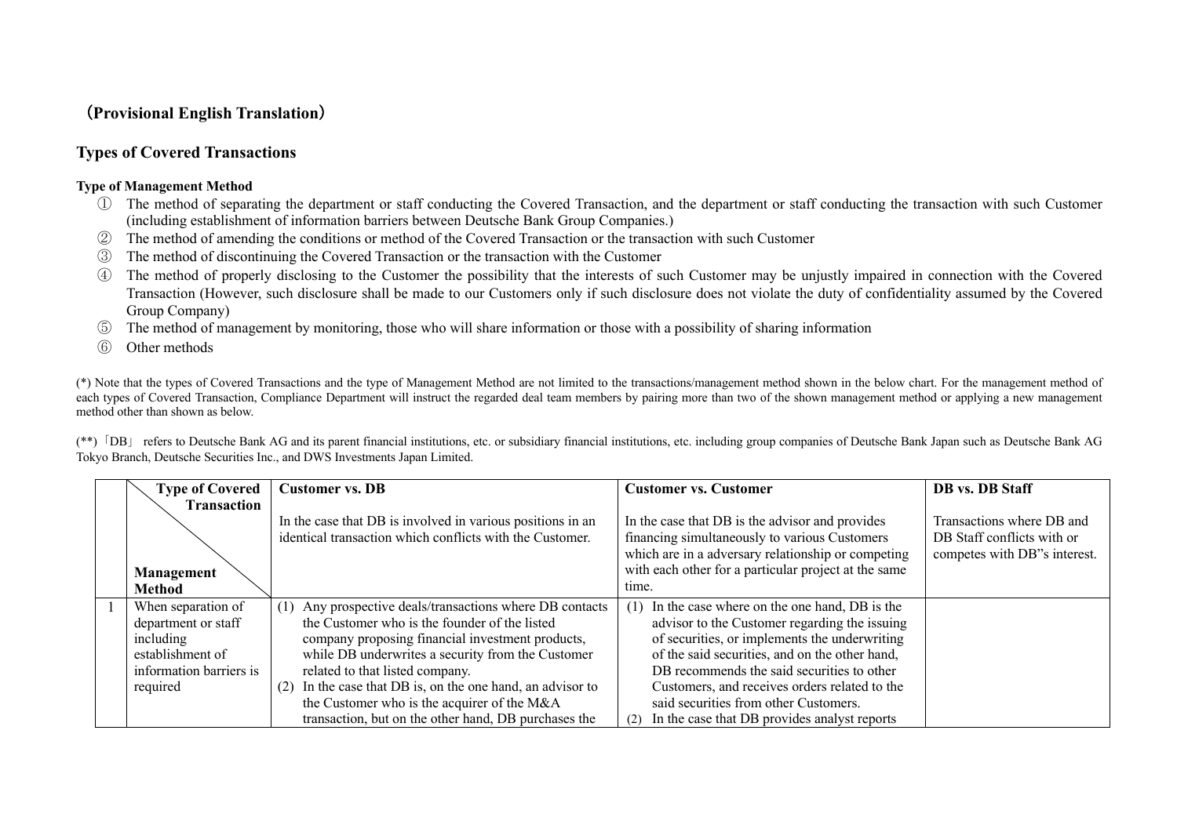（**Provisional English Translation**）

## Types of Covered Transactions

### Type of Management Method

① The method of separating the department or staff conducting the Covered Transaction, and the department or staff conducting the transaction with such Customer (including establishment of information barriers between Deutsche Bank Group Companies.)

② The method of amending the conditions or method of the Covered Transaction or the transaction with such Customer

③ The method of discontinuing the Covered Transaction or the transaction with the Customer

④ The method of properly disclosing to the Customer the possibility that the interests of such Customer may be unjustly impaired in connection with the Covered Transaction (However, such disclosure shall be made to our Customers only if such disclosure does not violate the duty of confidentiality assumed by the Covered Group Company)

⑤ The method of management by monitoring, those who will share information or those with a possibility of sharing information

⑥ Other methods

(*) Note that the types of Covered Transactions and the type of Management Method are not limited to the transactions/management method shown in the below chart. For the management method of each types of Covered Transaction, Compliance Department will instruct the regarded deal team members by pairing more than two of the shown management method or applying a new management method other than shown as below.

(**)「DB」 refers to Deutsche Bank AG and its parent financial institutions, etc. or subsidiary financial institutions, etc. including group companies of Deutsche Bank Japan such as Deutsche Bank AG Tokyo Branch, Deutsche Securities Inc., and DWS Investments Japan Limited.

| | **Type of Covered Transaction** / **Management Method** | **Customer vs. DB**<br><br>In the case that DB is involved in various positions in an identical transaction which conflicts with the Customer. | **Customer vs. Customer**<br><br>In the case that DB is the advisor and provides financing simultaneously to various Customers which are in a adversary relationship or competing with each other for a particular project at the same time. | **DB vs. DB Staff**<br><br>Transactions where DB and DB Staff conflicts with or competes with DB"s interest. |
|---|---|---|---|---|
| 1 | When separation of department or staff including establishment of information barriers is required | (1) Any prospective deals/transactions where DB contacts the Customer who is the founder of the listed company proposing financial investment products, while DB underwrites a security from the Customer related to that listed company.<br>(2) In the case that DB is, on the one hand, an advisor to the Customer who is the acquirer of the M&A transaction, but on the other hand, DB purchases the | (1) In the case where on the one hand, DB is the advisor to the Customer regarding the issuing of securities, or implements the underwriting of the said securities, and on the other hand, DB recommends the said securities to other Customers, and receives orders related to the said securities from other Customers.<br>(2) In the case that DB provides analyst reports | |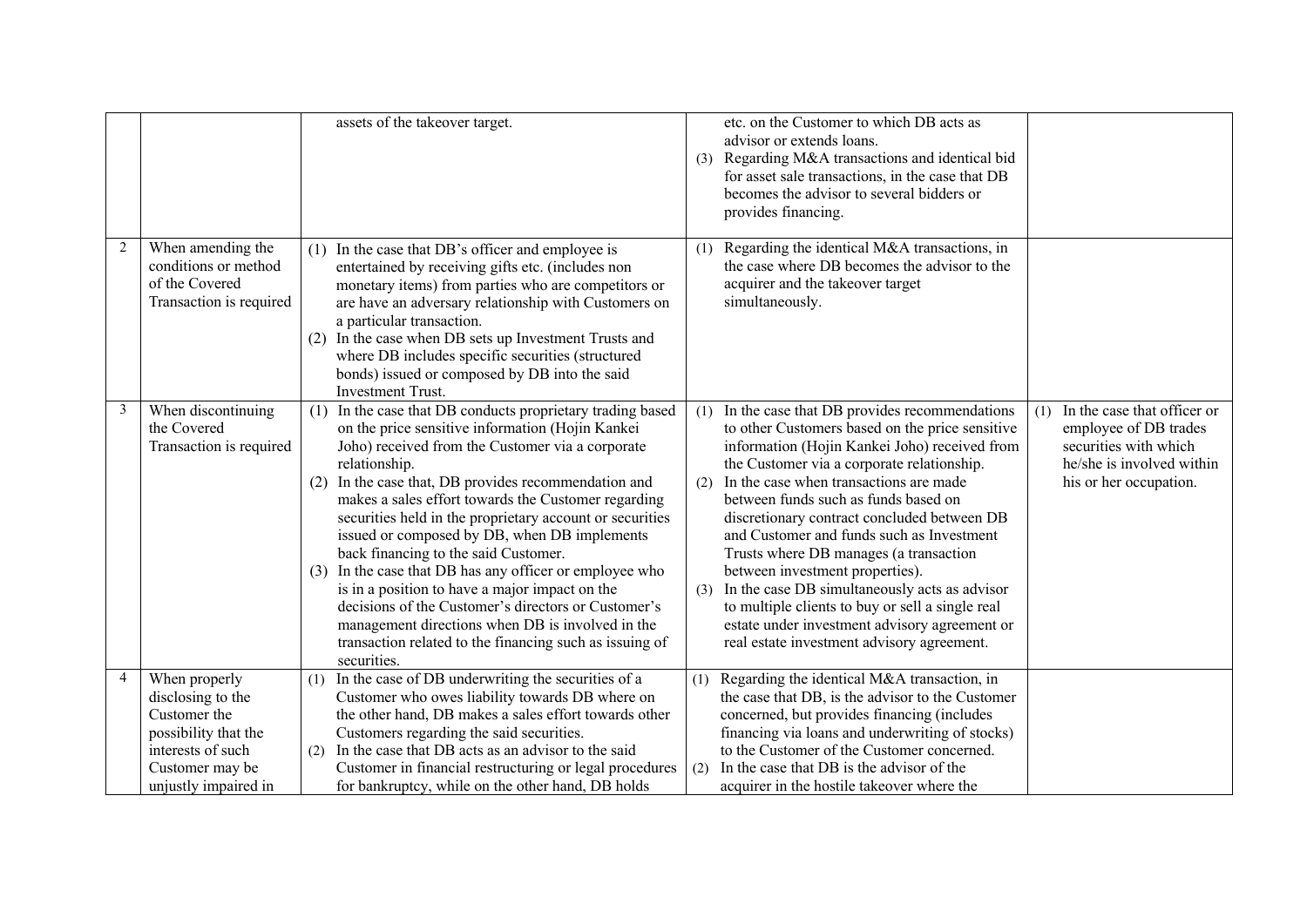| | | | | |
|---|---|---|---|---|
| | | assets of the takeover target. | etc. on the Customer to which DB acts as advisor or extends loans.<br>(3) Regarding M&A transactions and identical bid for asset sale transactions, in the case that DB becomes the advisor to several bidders or provides financing. | |
| 2 | When amending the conditions or method of the Covered Transaction is required | (1) In the case that DB's officer and employee is entertained by receiving gifts etc. (includes non monetary items) from parties who are competitors or are have an adversary relationship with Customers on a particular transaction.<br>(2) In the case when DB sets up Investment Trusts and where DB includes specific securities (structured bonds) issued or composed by DB into the said Investment Trust. | (1) Regarding the identical M&A transactions, in the case where DB becomes the advisor to the acquirer and the takeover target simultaneously. | |
| 3 | When discontinuing the Covered Transaction is required | (1) In the case that DB conducts proprietary trading based on the price sensitive information (Hojin Kankei Joho) received from the Customer via a corporate relationship.<br>(2) In the case that, DB provides recommendation and makes a sales effort towards the Customer regarding securities held in the proprietary account or securities issued or composed by DB, when DB implements back financing to the said Customer.<br>(3) In the case that DB has any officer or employee who is in a position to have a major impact on the decisions of the Customer's directors or Customer's management directions when DB is involved in the transaction related to the financing such as issuing of securities. | (1) In the case that DB provides recommendations to other Customers based on the price sensitive information (Hojin Kankei Joho) received from the Customer via a corporate relationship.<br>(2) In the case when transactions are made between funds such as funds based on discretionary contract concluded between DB and Customer and funds such as Investment Trusts where DB manages (a transaction between investment properties).<br>(3) In the case DB simultaneously acts as advisor to multiple clients to buy or sell a single real estate under investment advisory agreement or real estate investment advisory agreement. | (1) In the case that officer or employee of DB trades securities with which he/she is involved within his or her occupation. |
| 4 | When properly disclosing to the Customer the possibility that the interests of such Customer may be unjustly impaired in | (1) In the case of DB underwriting the securities of a Customer who owes liability towards DB where on the other hand, DB makes a sales effort towards other Customers regarding the said securities.<br>(2) In the case that DB acts as an advisor to the said Customer in financial restructuring or legal procedures for bankruptcy, while on the other hand, DB holds | (1) Regarding the identical M&A transaction, in the case that DB, is the advisor to the Customer concerned, but provides financing (includes financing via loans and underwriting of stocks) to the Customer of the Customer concerned.<br>(2) In the case that DB is the advisor of the acquirer in the hostile takeover where the | |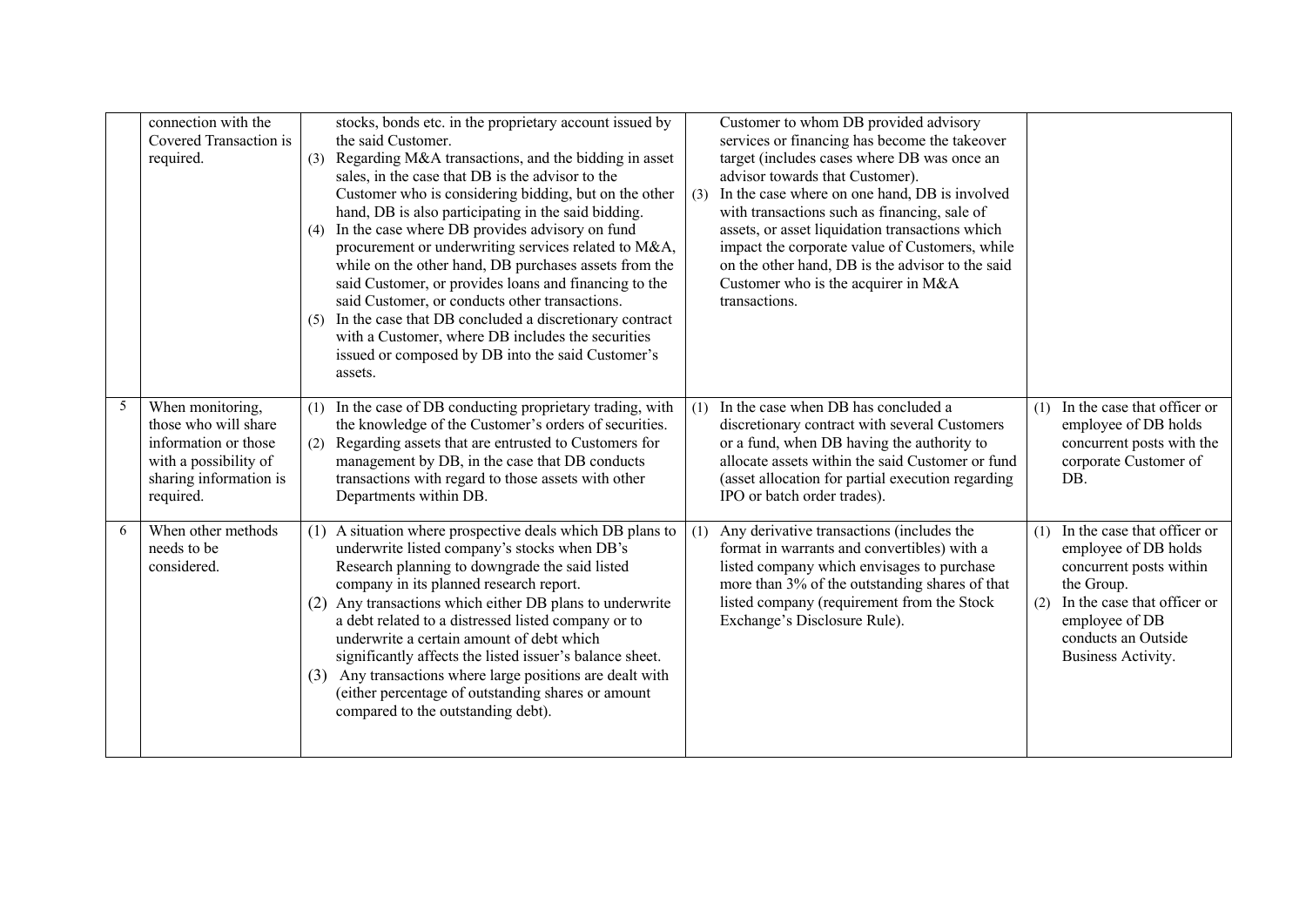| | | | | |
|---|---|---|---|---|
| | connection with the Covered Transaction is required. | stocks, bonds etc. in the proprietary account issued by the said Customer.<br>(3) Regarding M&A transactions, and the bidding in asset sales, in the case that DB is the advisor to the Customer who is considering bidding, but on the other hand, DB is also participating in the said bidding.<br>(4) In the case where DB provides advisory on fund procurement or underwriting services related to M&A, while on the other hand, DB purchases assets from the said Customer, or provides loans and financing to the said Customer, or conducts other transactions.<br>(5) In the case that DB concluded a discretionary contract with a Customer, where DB includes the securities issued or composed by DB into the said Customer's assets. | Customer to whom DB provided advisory services or financing has become the takeover target (includes cases where DB was once an advisor towards that Customer).<br>(3) In the case where on one hand, DB is involved with transactions such as financing, sale of assets, or asset liquidation transactions which impact the corporate value of Customers, while on the other hand, DB is the advisor to the said Customer who is the acquirer in M&A transactions. | |
| 5 | When monitoring, those who will share information or those with a possibility of sharing information is required. | (1) In the case of DB conducting proprietary trading, with the knowledge of the Customer's orders of securities.<br>(2) Regarding assets that are entrusted to Customers for management by DB, in the case that DB conducts transactions with regard to those assets with other Departments within DB. | (1) In the case when DB has concluded a discretionary contract with several Customers or a fund, when DB having the authority to allocate assets within the said Customer or fund (asset allocation for partial execution regarding IPO or batch order trades). | (1) In the case that officer or employee of DB holds concurrent posts with the corporate Customer of DB. |
| 6 | When other methods needs to be considered. | (1) A situation where prospective deals which DB plans to underwrite listed company's stocks when DB's Research planning to downgrade the said listed company in its planned research report.<br>(2) Any transactions which either DB plans to underwrite a debt related to a distressed listed company or to underwrite a certain amount of debt which significantly affects the listed issuer's balance sheet.<br>(3) Any transactions where large positions are dealt with (either percentage of outstanding shares or amount compared to the outstanding debt). | (1) Any derivative transactions (includes the format in warrants and convertibles) with a listed company which envisages to purchase more than 3% of the outstanding shares of that listed company (requirement from the Stock Exchange's Disclosure Rule). | (1) In the case that officer or employee of DB holds concurrent posts within the Group.<br>(2) In the case that officer or employee of DB conducts an Outside Business Activity. |